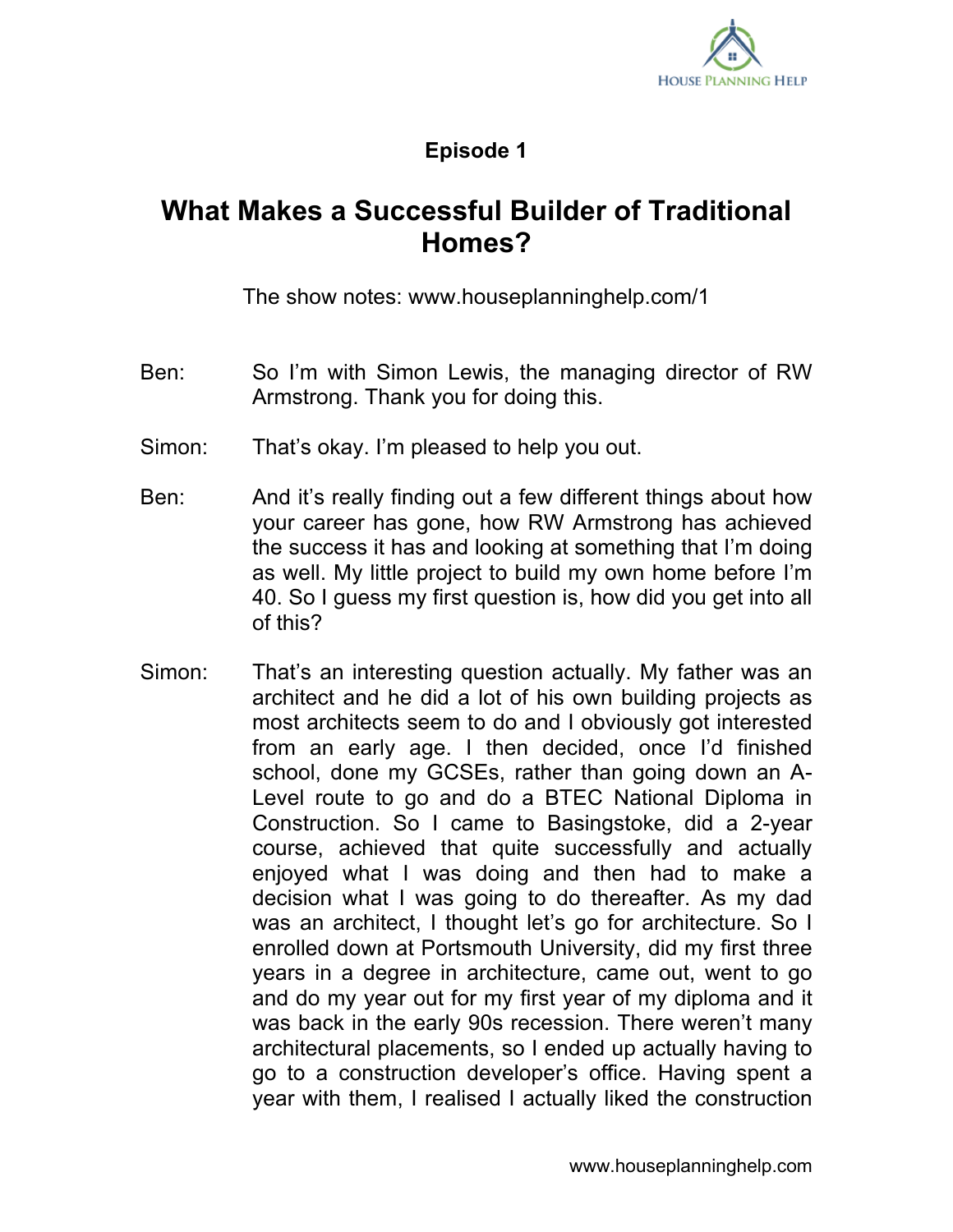**Episode 1**

# What Makes a Successful Builder of Traditional Homes?

The show notes: www.houseplanninghelp.com/1

Ben: So I'm with Simon Lewis, the managing director of RW Armstrong. Thank you for doing this.

Simon: That's okay. I'm pleased to help you out.

Ben: And it's really finding out a few different things about how your career has gone, how RW Armstrong has achieved the success it has and looking at something that I'm doing as well. My little project to build my own home before I'm 40. So I guess my first question is, how did you get into all of this?

Simon: That's an interesting question actually. My father was an architect and he did a lot of his own building projects as most architects seem to do and I obviously got interested from an early age. I then decided, once I'd finished school, done my GCSEs, rather than going down an A-Level route to go and do a BTEC National Diploma in Construction. So I came to Basingstoke, did a 2-year course, achieved that quite successfully and actually enjoyed what I was doing and then had to make a decision what I was going to do thereafter. As my dad was an architect, I thought let's go for architecture. So I enrolled down at Portsmouth University, did my first three years in a degree in architecture, came out, went to go and do my year out for my first year of my diploma and it was back in the early 90s recession. There weren't many architectural placements, so I ended up actually having to go to a construction developer's office. Having spent a year with them, I realised I actually liked the construction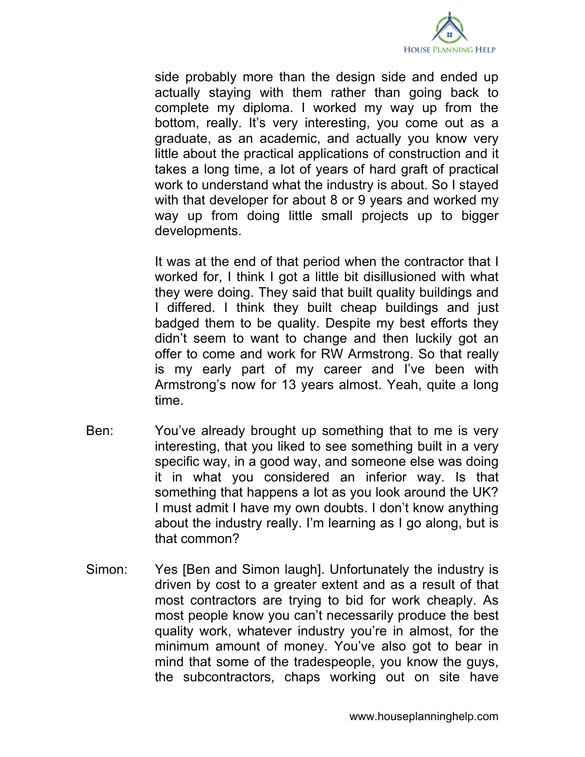side probably more than the design side and ended up actually staying with them rather than going back to complete my diploma. I worked my way up from the bottom, really. It's very interesting, you come out as a graduate, as an academic, and actually you know very little about the practical applications of construction and it takes a long time, a lot of years of hard graft of practical work to understand what the industry is about. So I stayed with that developer for about 8 or 9 years and worked my way up from doing little small projects up to bigger developments.

It was at the end of that period when the contractor that I worked for, I think I got a little bit disillusioned with what they were doing. They said that built quality buildings and I differed. I think they built cheap buildings and just badged them to be quality. Despite my best efforts they didn't seem to want to change and then luckily got an offer to come and work for RW Armstrong. So that really is my early part of my career and I've been with Armstrong's now for 13 years almost. Yeah, quite a long time.

Ben: You've already brought up something that to me is very interesting, that you liked to see something built in a very specific way, in a good way, and someone else was doing it in what you considered an inferior way. Is that something that happens a lot as you look around the UK? I must admit I have my own doubts. I don't know anything about the industry really. I'm learning as I go along, but is that common?

Simon: Yes [Ben and Simon laugh]. Unfortunately the industry is driven by cost to a greater extent and as a result of that most contractors are trying to bid for work cheaply. As most people know you can't necessarily produce the best quality work, whatever industry you're in almost, for the minimum amount of money. You've also got to bear in mind that some of the tradespeople, you know the guys, the subcontractors, chaps working out on site have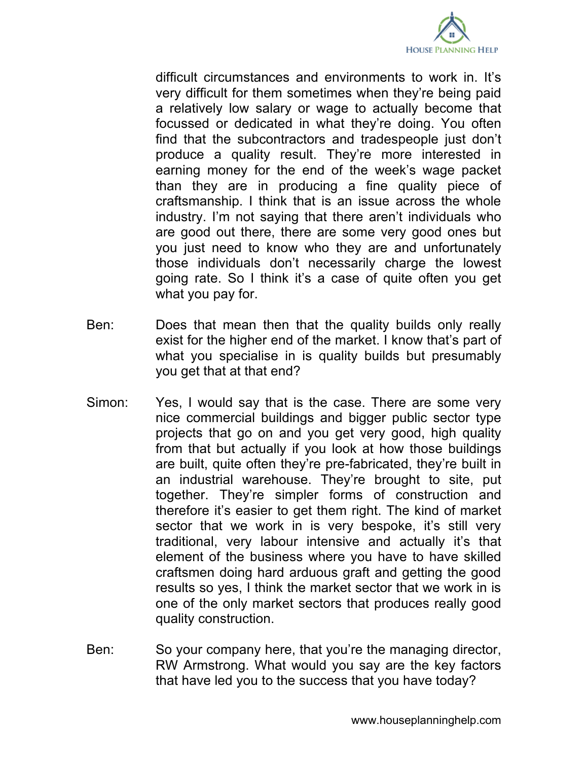difficult circumstances and environments to work in. It's very difficult for them sometimes when they're being paid a relatively low salary or wage to actually become that focussed or dedicated in what they're doing. You often find that the subcontractors and tradespeople just don't produce a quality result. They're more interested in earning money for the end of the week's wage packet than they are in producing a fine quality piece of craftsmanship. I think that is an issue across the whole industry. I'm not saying that there aren't individuals who are good out there, there are some very good ones but you just need to know who they are and unfortunately those individuals don't necessarily charge the lowest going rate. So I think it's a case of quite often you get what you pay for.

Ben: Does that mean then that the quality builds only really exist for the higher end of the market. I know that's part of what you specialise in is quality builds but presumably you get that at that end?

Simon: Yes, I would say that is the case. There are some very nice commercial buildings and bigger public sector type projects that go on and you get very good, high quality from that but actually if you look at how those buildings are built, quite often they're pre-fabricated, they're built in an industrial warehouse. They're brought to site, put together. They're simpler forms of construction and therefore it's easier to get them right. The kind of market sector that we work in is very bespoke, it's still very traditional, very labour intensive and actually it's that element of the business where you have to have skilled craftsmen doing hard arduous graft and getting the good results so yes, I think the market sector that we work in is one of the only market sectors that produces really good quality construction.

Ben: So your company here, that you're the managing director, RW Armstrong. What would you say are the key factors that have led you to the success that you have today?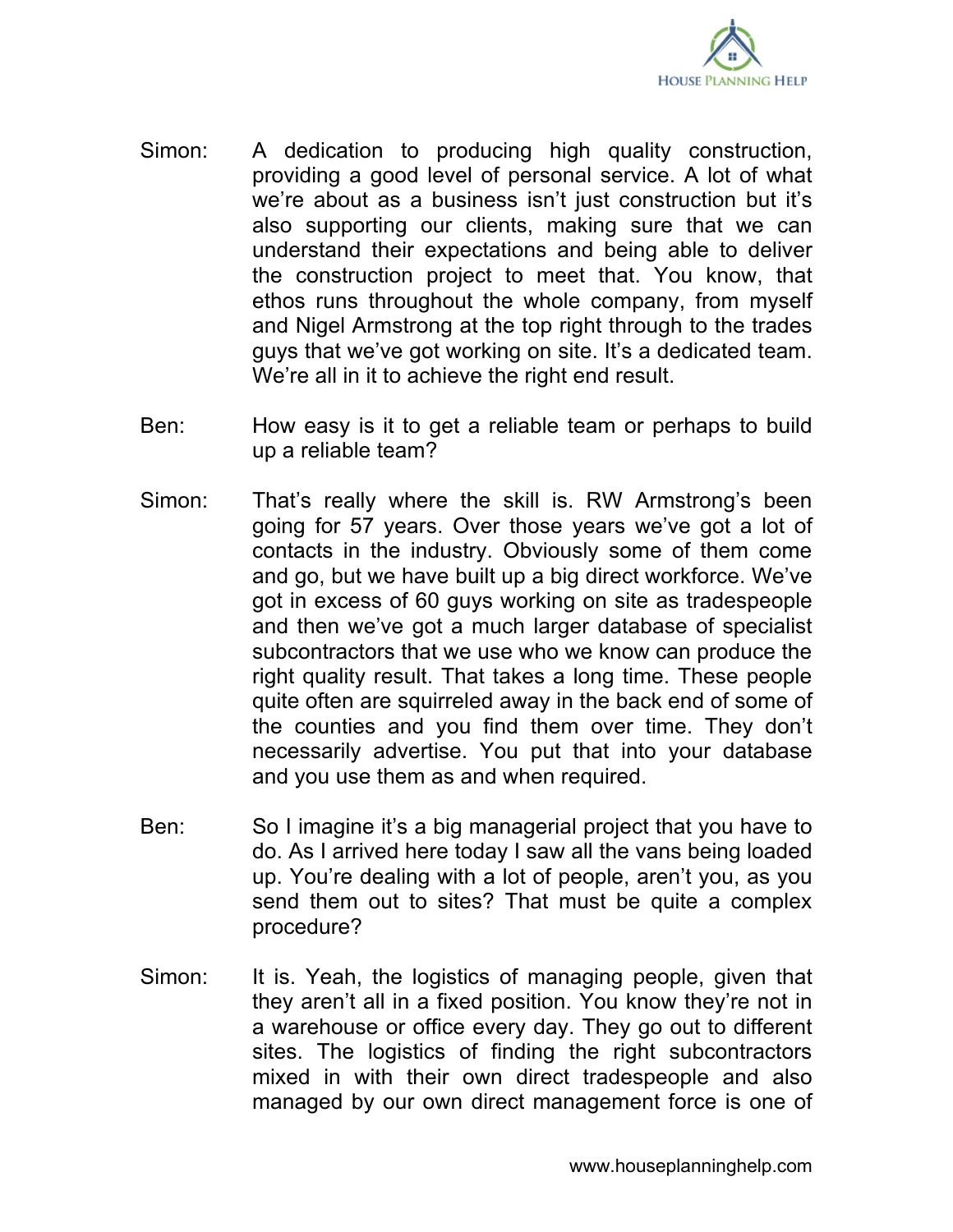Simon: A dedication to producing high quality construction, providing a good level of personal service. A lot of what we're about as a business isn't just construction but it's also supporting our clients, making sure that we can understand their expectations and being able to deliver the construction project to meet that. You know, that ethos runs throughout the whole company, from myself and Nigel Armstrong at the top right through to the trades guys that we've got working on site. It's a dedicated team. We're all in it to achieve the right end result.

Ben: How easy is it to get a reliable team or perhaps to build up a reliable team?

Simon: That's really where the skill is. RW Armstrong's been going for 57 years. Over those years we've got a lot of contacts in the industry. Obviously some of them come and go, but we have built up a big direct workforce. We've got in excess of 60 guys working on site as tradespeople and then we've got a much larger database of specialist subcontractors that we use who we know can produce the right quality result. That takes a long time. These people quite often are squirreled away in the back end of some of the counties and you find them over time. They don't necessarily advertise. You put that into your database and you use them as and when required.

Ben: So I imagine it's a big managerial project that you have to do. As I arrived here today I saw all the vans being loaded up. You're dealing with a lot of people, aren't you, as you send them out to sites? That must be quite a complex procedure?

Simon: It is. Yeah, the logistics of managing people, given that they aren't all in a fixed position. You know they're not in a warehouse or office every day. They go out to different sites. The logistics of finding the right subcontractors mixed in with their own direct tradespeople and also managed by our own direct management force is one of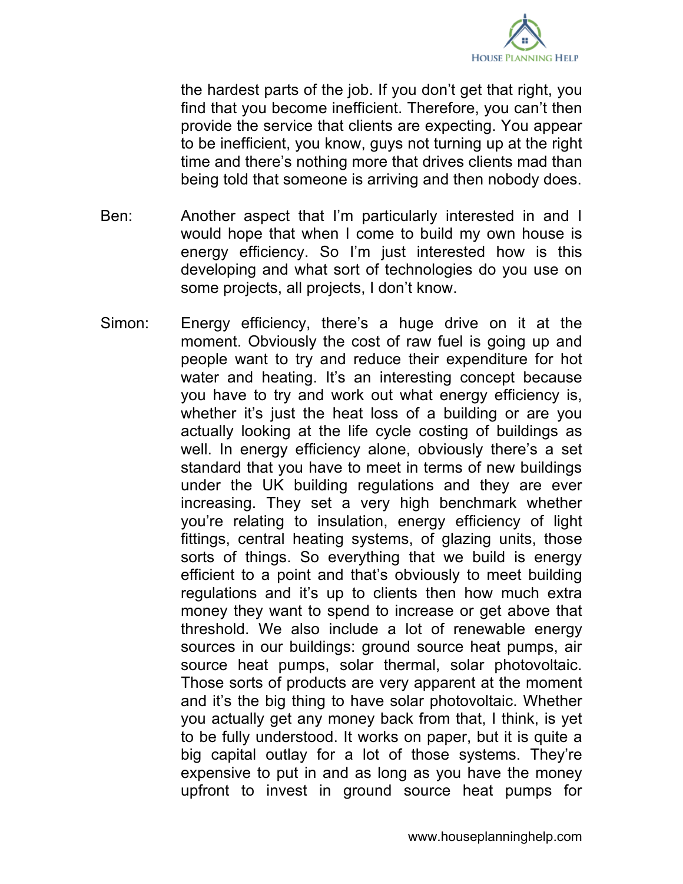the hardest parts of the job. If you don't get that right, you find that you become inefficient. Therefore, you can't then provide the service that clients are expecting. You appear to be inefficient, you know, guys not turning up at the right time and there's nothing more that drives clients mad than being told that someone is arriving and then nobody does.

Ben: Another aspect that I'm particularly interested in and I would hope that when I come to build my own house is energy efficiency. So I'm just interested how is this developing and what sort of technologies do you use on some projects, all projects, I don't know.

Simon: Energy efficiency, there's a huge drive on it at the moment. Obviously the cost of raw fuel is going up and people want to try and reduce their expenditure for hot water and heating. It's an interesting concept because you have to try and work out what energy efficiency is, whether it's just the heat loss of a building or are you actually looking at the life cycle costing of buildings as well. In energy efficiency alone, obviously there's a set standard that you have to meet in terms of new buildings under the UK building regulations and they are ever increasing. They set a very high benchmark whether you're relating to insulation, energy efficiency of light fittings, central heating systems, of glazing units, those sorts of things. So everything that we build is energy efficient to a point and that's obviously to meet building regulations and it's up to clients then how much extra money they want to spend to increase or get above that threshold. We also include a lot of renewable energy sources in our buildings: ground source heat pumps, air source heat pumps, solar thermal, solar photovoltaic. Those sorts of products are very apparent at the moment and it's the big thing to have solar photovoltaic. Whether you actually get any money back from that, I think, is yet to be fully understood. It works on paper, but it is quite a big capital outlay for a lot of those systems. They're expensive to put in and as long as you have the money upfront to invest in ground source heat pumps for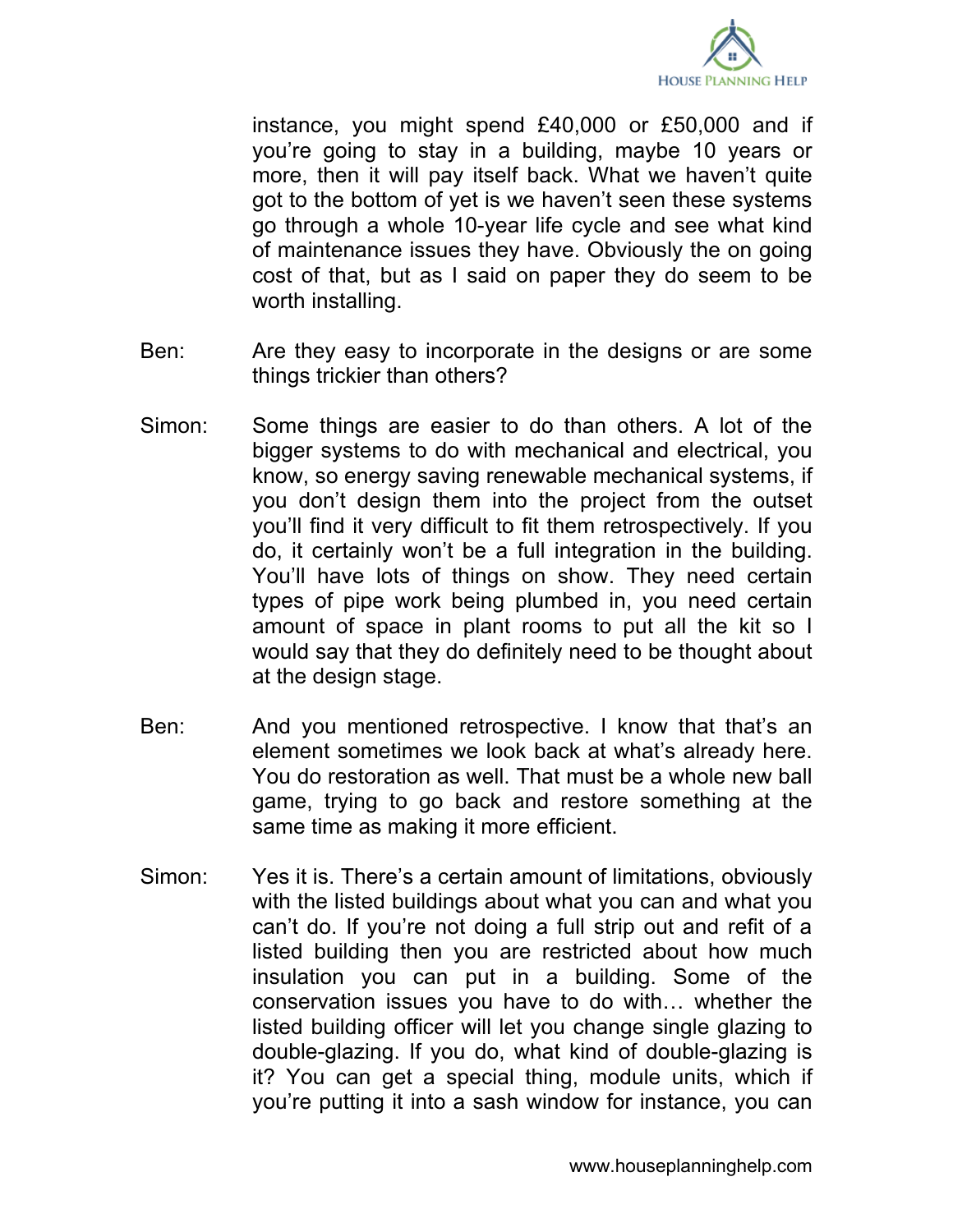instance, you might spend £40,000 or £50,000 and if you're going to stay in a building, maybe 10 years or more, then it will pay itself back. What we haven't quite got to the bottom of yet is we haven't seen these systems go through a whole 10-year life cycle and see what kind of maintenance issues they have. Obviously the on going cost of that, but as I said on paper they do seem to be worth installing.

Ben: Are they easy to incorporate in the designs or are some things trickier than others?

Simon: Some things are easier to do than others. A lot of the bigger systems to do with mechanical and electrical, you know, so energy saving renewable mechanical systems, if you don't design them into the project from the outset you'll find it very difficult to fit them retrospectively. If you do, it certainly won't be a full integration in the building. You'll have lots of things on show. They need certain types of pipe work being plumbed in, you need certain amount of space in plant rooms to put all the kit so I would say that they do definitely need to be thought about at the design stage.

Ben: And you mentioned retrospective. I know that that's an element sometimes we look back at what's already here. You do restoration as well. That must be a whole new ball game, trying to go back and restore something at the same time as making it more efficient.

Simon: Yes it is. There's a certain amount of limitations, obviously with the listed buildings about what you can and what you can't do. If you're not doing a full strip out and refit of a listed building then you are restricted about how much insulation you can put in a building. Some of the conservation issues you have to do with… whether the listed building officer will let you change single glazing to double-glazing. If you do, what kind of double-glazing is it? You can get a special thing, module units, which if you're putting it into a sash window for instance, you can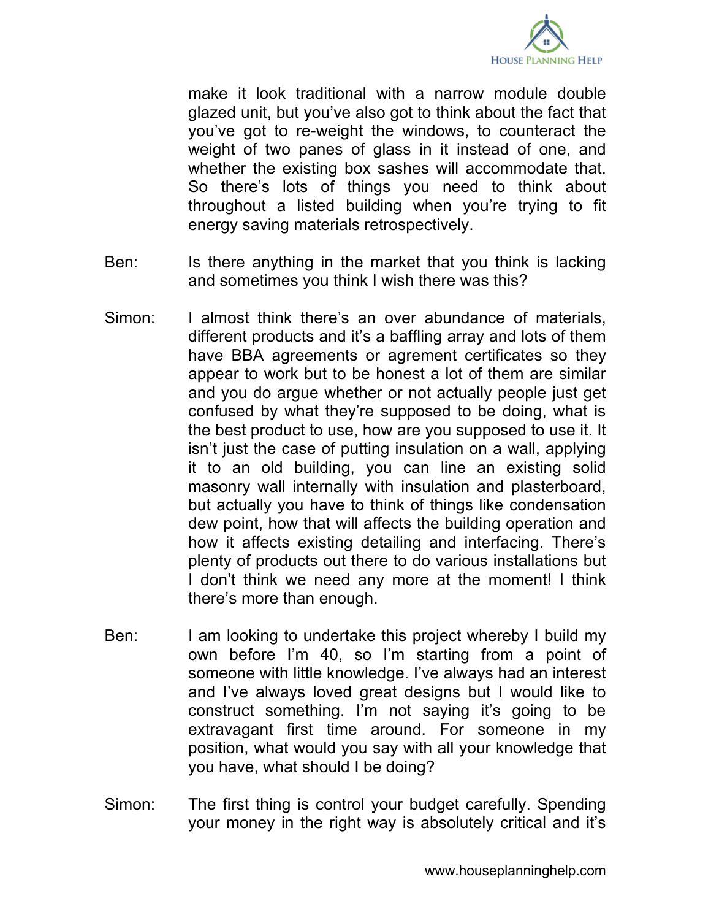make it look traditional with a narrow module double glazed unit, but you've also got to think about the fact that you've got to re-weight the windows, to counteract the weight of two panes of glass in it instead of one, and whether the existing box sashes will accommodate that. So there's lots of things you need to think about throughout a listed building when you're trying to fit energy saving materials retrospectively.

Ben: Is there anything in the market that you think is lacking and sometimes you think I wish there was this?

Simon: I almost think there's an over abundance of materials, different products and it's a baffling array and lots of them have BBA agreements or agrement certificates so they appear to work but to be honest a lot of them are similar and you do argue whether or not actually people just get confused by what they're supposed to be doing, what is the best product to use, how are you supposed to use it. It isn't just the case of putting insulation on a wall, applying it to an old building, you can line an existing solid masonry wall internally with insulation and plasterboard, but actually you have to think of things like condensation dew point, how that will affects the building operation and how it affects existing detailing and interfacing. There's plenty of products out there to do various installations but I don't think we need any more at the moment! I think there's more than enough.

Ben: I am looking to undertake this project whereby I build my own before I'm 40, so I'm starting from a point of someone with little knowledge. I've always had an interest and I've always loved great designs but I would like to construct something. I'm not saying it's going to be extravagant first time around. For someone in my position, what would you say with all your knowledge that you have, what should I be doing?

Simon: The first thing is control your budget carefully. Spending your money in the right way is absolutely critical and it's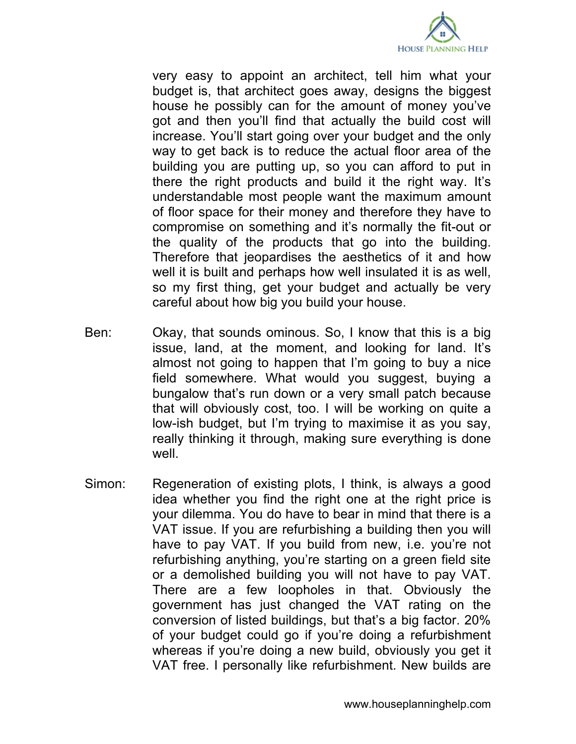very easy to appoint an architect, tell him what your budget is, that architect goes away, designs the biggest house he possibly can for the amount of money you've got and then you'll find that actually the build cost will increase. You'll start going over your budget and the only way to get back is to reduce the actual floor area of the building you are putting up, so you can afford to put in there the right products and build it the right way. It's understandable most people want the maximum amount of floor space for their money and therefore they have to compromise on something and it's normally the fit-out or the quality of the products that go into the building. Therefore that jeopardises the aesthetics of it and how well it is built and perhaps how well insulated it is as well, so my first thing, get your budget and actually be very careful about how big you build your house.

Ben: Okay, that sounds ominous. So, I know that this is a big issue, land, at the moment, and looking for land. It's almost not going to happen that I'm going to buy a nice field somewhere. What would you suggest, buying a bungalow that's run down or a very small patch because that will obviously cost, too. I will be working on quite a low-ish budget, but I'm trying to maximise it as you say, really thinking it through, making sure everything is done well.

Simon: Regeneration of existing plots, I think, is always a good idea whether you find the right one at the right price is your dilemma. You do have to bear in mind that there is a VAT issue. If you are refurbishing a building then you will have to pay VAT. If you build from new, i.e. you're not refurbishing anything, you're starting on a green field site or a demolished building you will not have to pay VAT. There are a few loopholes in that. Obviously the government has just changed the VAT rating on the conversion of listed buildings, but that's a big factor. 20% of your budget could go if you're doing a refurbishment whereas if you're doing a new build, obviously you get it VAT free. I personally like refurbishment. New builds are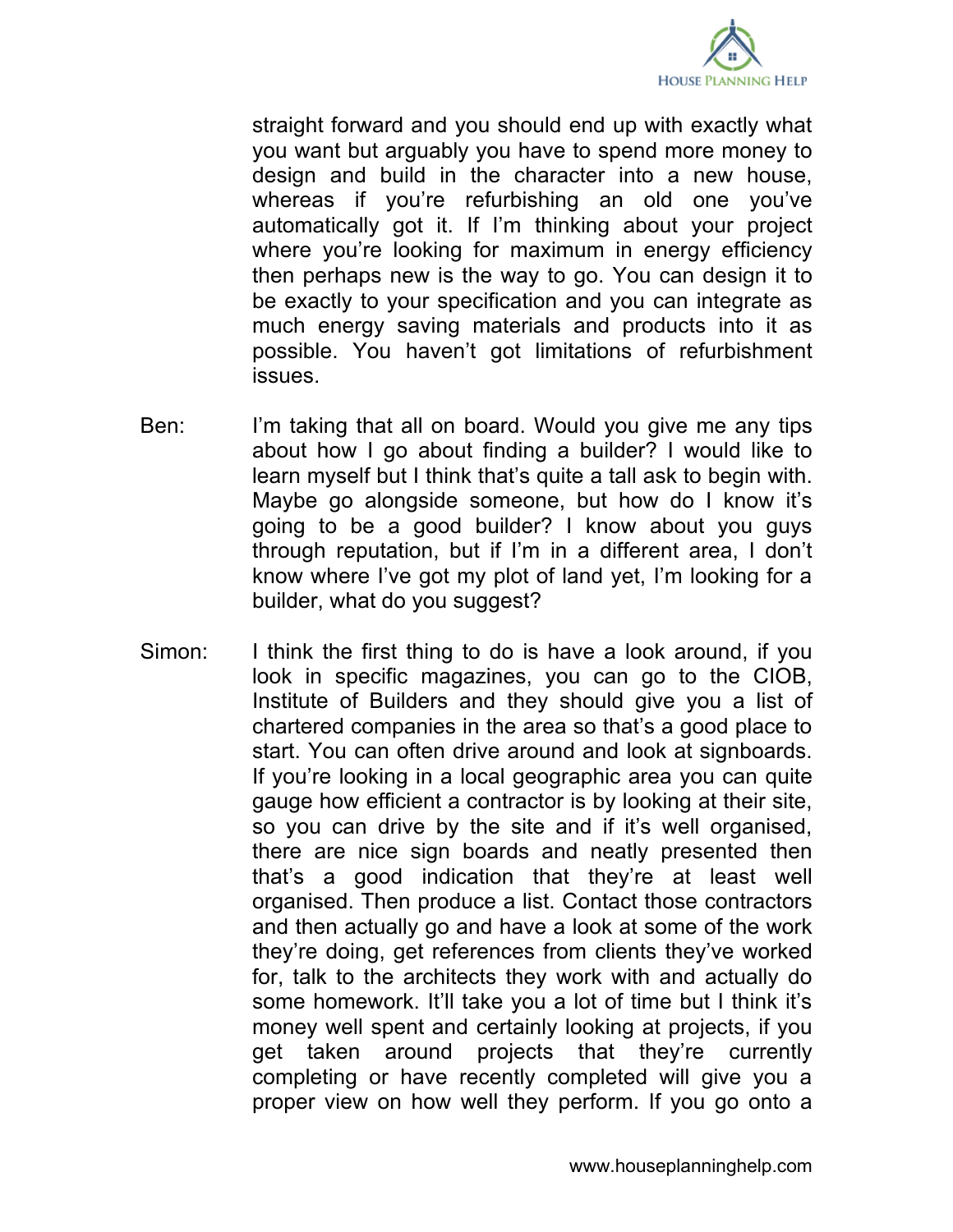straight forward and you should end up with exactly what you want but arguably you have to spend more money to design and build in the character into a new house, whereas if you're refurbishing an old one you've automatically got it. If I'm thinking about your project where you're looking for maximum in energy efficiency then perhaps new is the way to go. You can design it to be exactly to your specification and you can integrate as much energy saving materials and products into it as possible. You haven't got limitations of refurbishment issues.

Ben: I'm taking that all on board. Would you give me any tips about how I go about finding a builder? I would like to learn myself but I think that's quite a tall ask to begin with. Maybe go alongside someone, but how do I know it's going to be a good builder? I know about you guys through reputation, but if I'm in a different area, I don't know where I've got my plot of land yet, I'm looking for a builder, what do you suggest?

Simon: I think the first thing to do is have a look around, if you look in specific magazines, you can go to the CIOB, Institute of Builders and they should give you a list of chartered companies in the area so that's a good place to start. You can often drive around and look at signboards. If you're looking in a local geographic area you can quite gauge how efficient a contractor is by looking at their site, so you can drive by the site and if it's well organised, there are nice sign boards and neatly presented then that's a good indication that they're at least well organised. Then produce a list. Contact those contractors and then actually go and have a look at some of the work they're doing, get references from clients they've worked for, talk to the architects they work with and actually do some homework. It'll take you a lot of time but I think it's money well spent and certainly looking at projects, if you get taken around projects that they're currently completing or have recently completed will give you a proper view on how well they perform. If you go onto a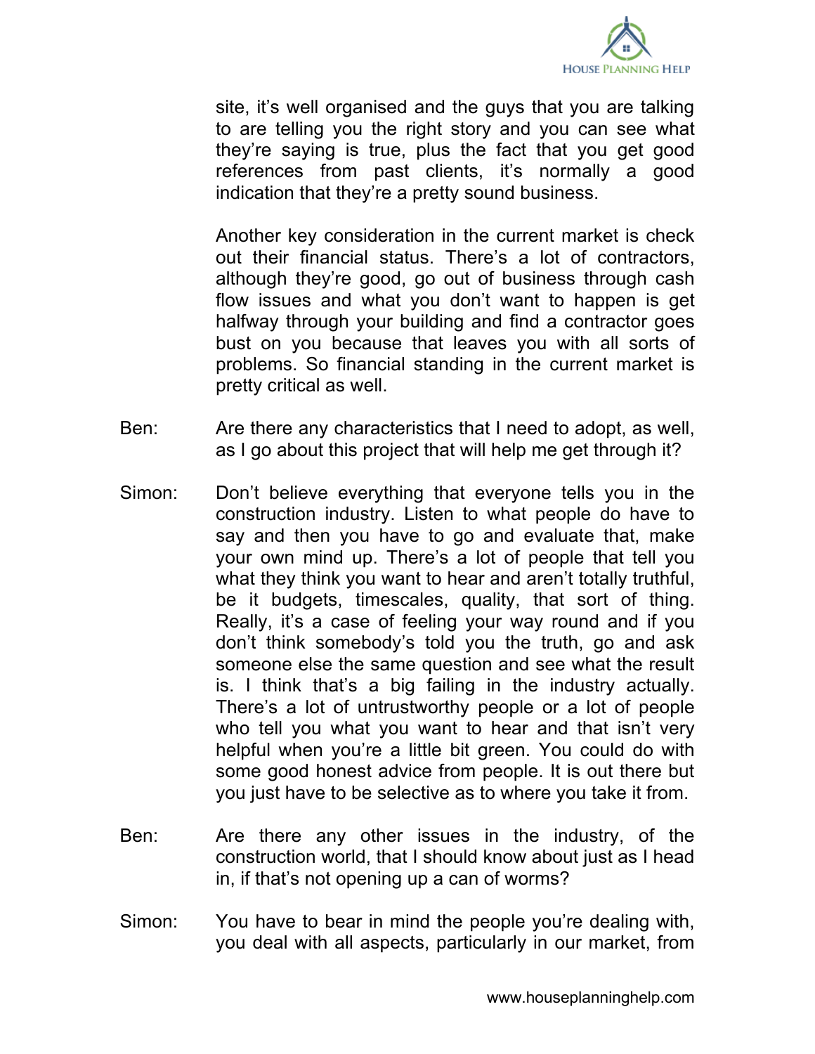site, it's well organised and the guys that you are talking to are telling you the right story and you can see what they're saying is true, plus the fact that you get good references from past clients, it's normally a good indication that they're a pretty sound business.

Another key consideration in the current market is check out their financial status. There's a lot of contractors, although they're good, go out of business through cash flow issues and what you don't want to happen is get halfway through your building and find a contractor goes bust on you because that leaves you with all sorts of problems. So financial standing in the current market is pretty critical as well.

Ben: Are there any characteristics that I need to adopt, as well, as I go about this project that will help me get through it?

Simon: Don't believe everything that everyone tells you in the construction industry. Listen to what people do have to say and then you have to go and evaluate that, make your own mind up. There's a lot of people that tell you what they think you want to hear and aren't totally truthful, be it budgets, timescales, quality, that sort of thing. Really, it's a case of feeling your way round and if you don't think somebody's told you the truth, go and ask someone else the same question and see what the result is. I think that's a big failing in the industry actually. There's a lot of untrustworthy people or a lot of people who tell you what you want to hear and that isn't very helpful when you're a little bit green. You could do with some good honest advice from people. It is out there but you just have to be selective as to where you take it from.

Ben: Are there any other issues in the industry, of the construction world, that I should know about just as I head in, if that's not opening up a can of worms?

Simon: You have to bear in mind the people you're dealing with, you deal with all aspects, particularly in our market, from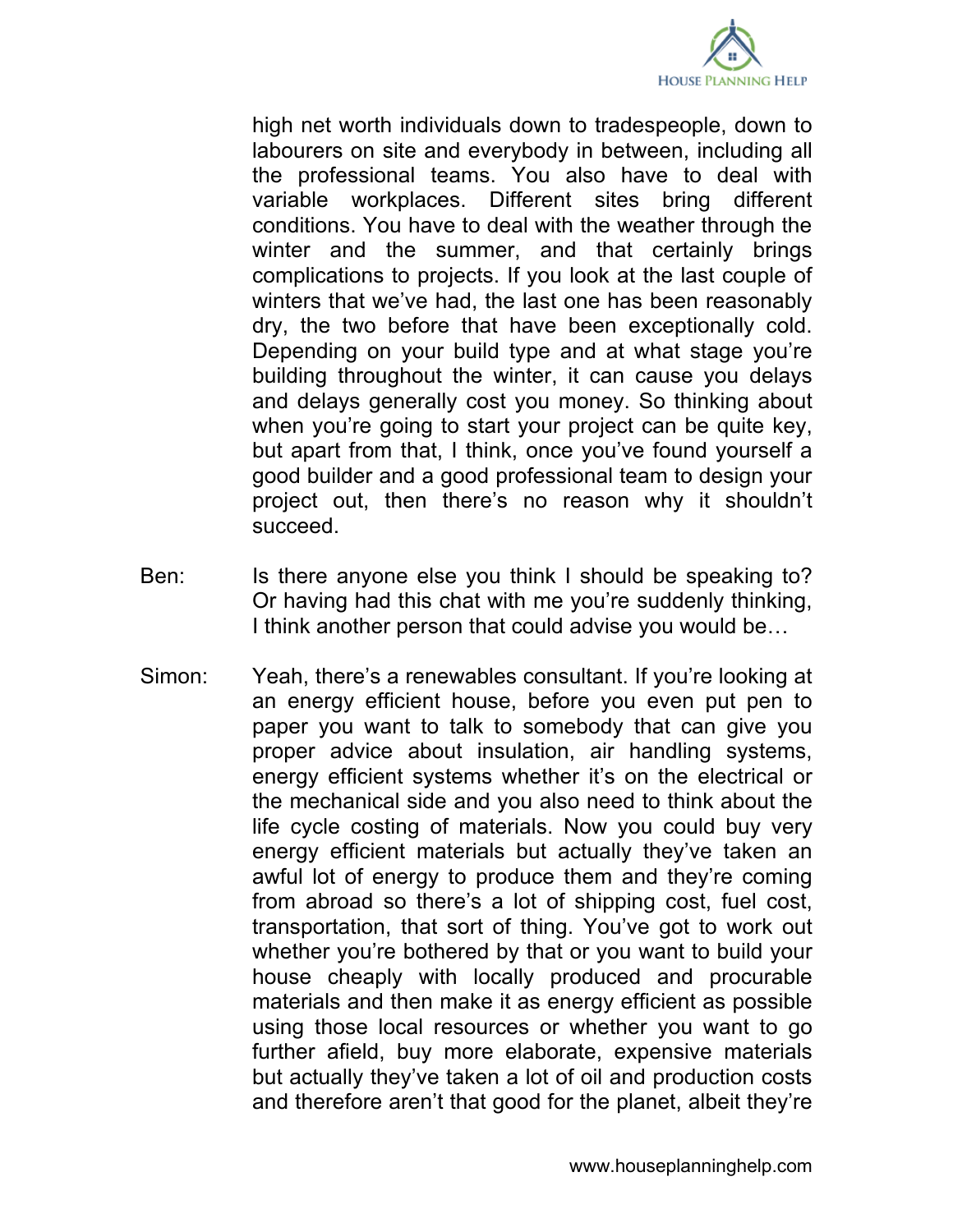high net worth individuals down to tradespeople, down to labourers on site and everybody in between, including all the professional teams. You also have to deal with variable workplaces. Different sites bring different conditions. You have to deal with the weather through the winter and the summer, and that certainly brings complications to projects. If you look at the last couple of winters that we've had, the last one has been reasonably dry, the two before that have been exceptionally cold. Depending on your build type and at what stage you're building throughout the winter, it can cause you delays and delays generally cost you money. So thinking about when you're going to start your project can be quite key, but apart from that, I think, once you've found yourself a good builder and a good professional team to design your project out, then there's no reason why it shouldn't succeed.

Ben: Is there anyone else you think I should be speaking to? Or having had this chat with me you're suddenly thinking, I think another person that could advise you would be…

Simon: Yeah, there's a renewables consultant. If you're looking at an energy efficient house, before you even put pen to paper you want to talk to somebody that can give you proper advice about insulation, air handling systems, energy efficient systems whether it's on the electrical or the mechanical side and you also need to think about the life cycle costing of materials. Now you could buy very energy efficient materials but actually they've taken an awful lot of energy to produce them and they're coming from abroad so there's a lot of shipping cost, fuel cost, transportation, that sort of thing. You've got to work out whether you're bothered by that or you want to build your house cheaply with locally produced and procurable materials and then make it as energy efficient as possible using those local resources or whether you want to go further afield, buy more elaborate, expensive materials but actually they've taken a lot of oil and production costs and therefore aren't that good for the planet, albeit they're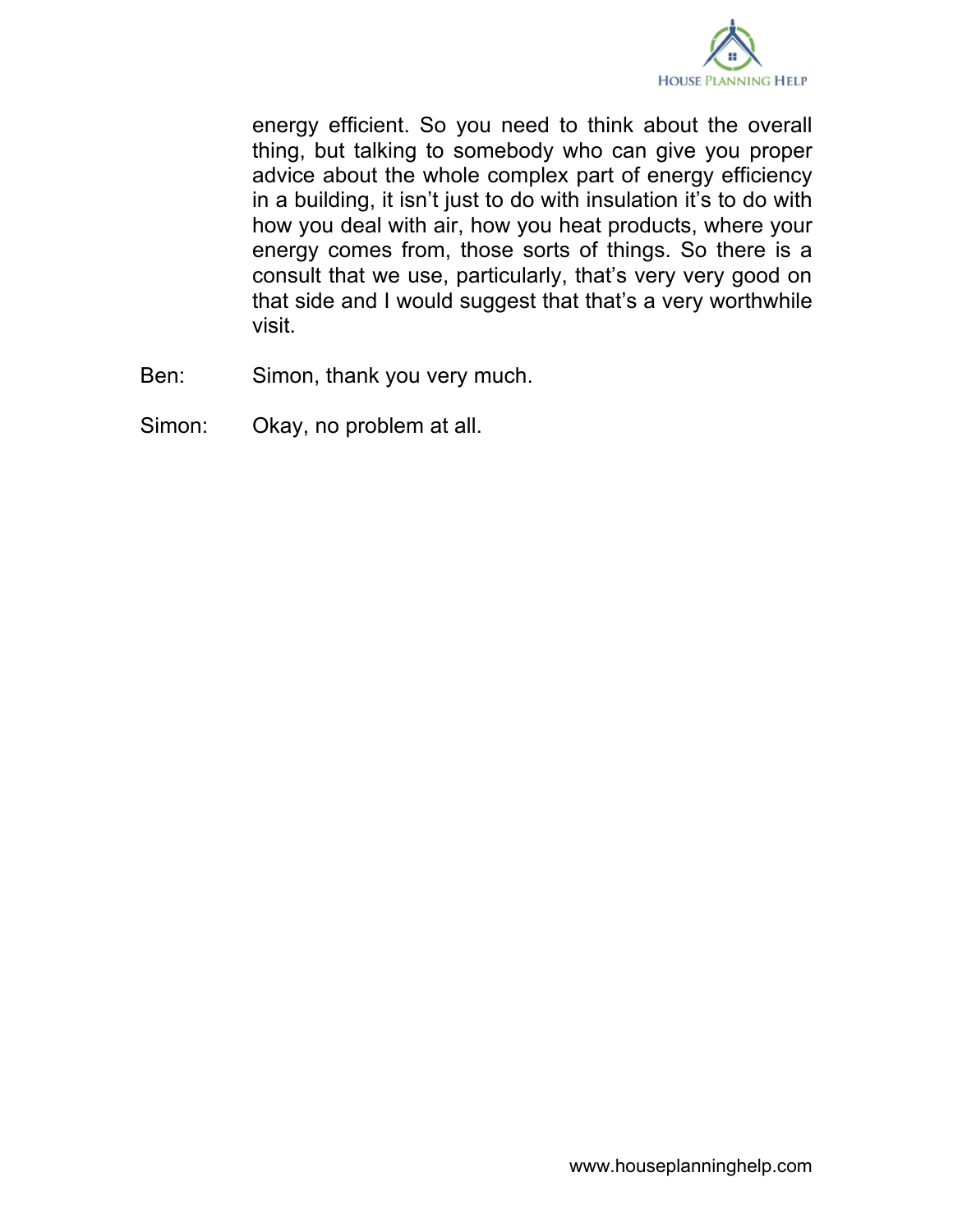energy efficient. So you need to think about the overall thing, but talking to somebody who can give you proper advice about the whole complex part of energy efficiency in a building, it isn't just to do with insulation it's to do with how you deal with air, how you heat products, where your energy comes from, those sorts of things. So there is a consult that we use, particularly, that's very very good on that side and I would suggest that that's a very worthwhile visit.

Ben: Simon, thank you very much.

Simon: Okay, no problem at all.